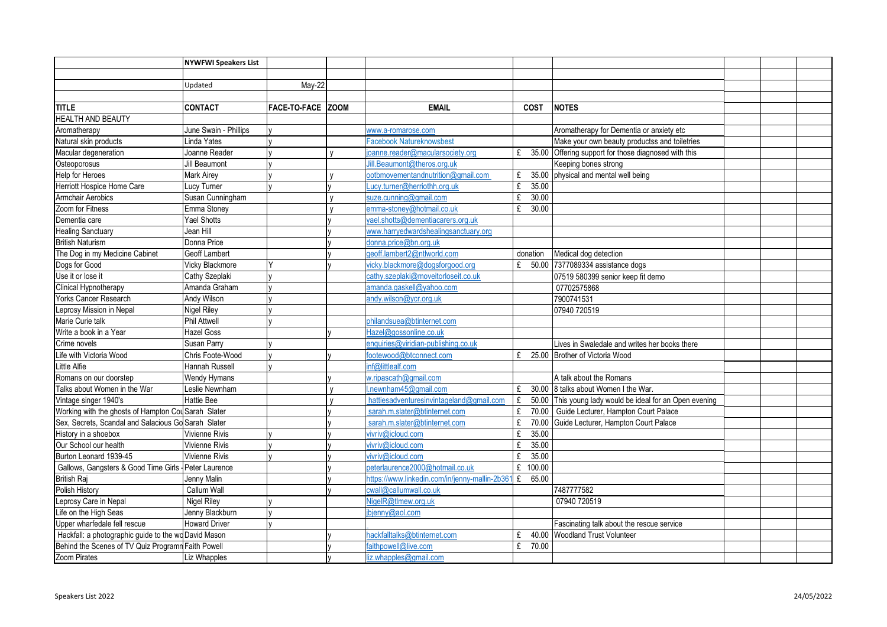| | NYWFWI Speakers List | | | | | |
|---|---|---|---|---|---|---|
| | Updated | May-22 | | | | |
| **TITLE** | **CONTACT** | **FACE-TO-FACE** | **ZOOM** | **EMAIL** | **COST** | **NOTES** |
| HEALTH AND BEAUTY | | | | | | |
| Aromatherapy | June Swain - Phillips | y | | www.a-romarose.com | | Aromatherapy for Dementia or anxiety etc |
| Natural skin products | Linda Yates | y | | Facebook Natureknowsbest | | Make your own beauty productss and toiletries |
| Macular degeneration | Joanne Reader | y | y | joanne.reader@macularsociety.org | £ 35.00 | Offering support for those diagnosed with this |
| Osteoporosus | Jill Beaumont | y | | Jill.Beaumont@theros.org.uk | | Keeping bones strong |
| Help for Heroes | Mark Airey | y | y | ootbmovementandnutrition@gmail.com | £ 35.00 | physical and mental well being |
| Herriott Hospice Home Care | Lucy Turner | y | y | Lucy.turner@herriothh.org.uk | £ 35.00 | |
| Armchair Aerobics | Susan Cunningham | | y | suze.cunning@gmail.com | £ 30.00 | |
| Zoom for Fitness | Emma Stoney | | y | emma-stoney@hotmail.co.uk | £ 30.00 | |
| Dementia care | Yael Shotts | | y | yael.shotts@dementiacarers.org.uk | | |
| Healing Sanctuary | Jean Hill | | y | www.harryedwardshealingsanctuary.org | | |
| British Naturism | Donna Price | | y | donna.price@bn.org.uk | | |
| The Dog in my Medicine Cabinet | Geoff Lambert | | y | geoff.lambert2@ntlworld.com | donation | Medical dog detection |
| Dogs for Good | Vicky Blackmore | Y | y | vicky.blackmore@dogsforgood.org | £ 50.00 | 7377089334 assistance dogs |
| Use it or lose it | Cathy Szeplaki | y | | cathy.szeplaki@moveitorloseit.co.uk | | 07519 580399 senior keep fit demo |
| Clinical Hypnotherapy | Amanda Graham | y | | amanda.gaskell@yahoo.com | | 07702575868 |
| Yorks Cancer Research | Andy Wilson | y | | andy.wilson@ycr.org.uk | | 7900741531 |
| Leprosy Mission in Nepal | Nigel Riley | y | | | | 07940 720519 |
| Marie Curie talk | Phil Attwell | y | | philandsuea@btinternet.com | | |
| Write a book in a Year | Hazel Goss | | y | Hazel@gossonline.co.uk | | |
| Crime novels | Susan Parry | y | | enquiries@viridian-publishing.co.uk | | Lives in Swaledale and writes her books there |
| Life with Victoria Wood | Chris Foote-Wood | y | y | footewood@btconnect.com | £ 25.00 | Brother of Victoria Wood |
| Little Alfie | Hannah Russell | y | | inf@littlealf.com | | |
| Romans on our doorstep | Wendy Hymans | | y | w.ripascath@gmail.com | | A talk about the Romans |
| Talks about Women in the War | Leslie Newnham | | y | l.newnham45@gmail.com | £ 30.00 | 8 talks about Women I the War. |
| Vintage singer 1940's | Hattie Bee | | y | hattiesadventuresinvintageland@gmail.com | £ 50.00 | This young lady would be ideal for an Open evening |
| Working with the ghosts of Hampton Cou | Sarah Slater | | y | sarah.m.slater@btinternet.com | £ 70.00 | Guide Lecturer, Hampton Court Palace |
| Sex, Secrets, Scandal and Salacious Go | Sarah Slater | | y | sarah.m.slater@btinternet.com | £ 70.00 | Guide Lecturer, Hampton Court Palace |
| History in a shoebox | Vivienne Rivis | y | y | vivriv@icloud.com | £ 35.00 | |
| Our School our health | Vivienne Rivis | y | y | vivriv@icloud.com | £ 35.00 | |
| Burton Leonard 1939-45 | Vivienne Rivis | y | y | vivriv@icloud.com | £ 35.00 | |
| Gallows, Gangsters & Good Time Girls - | Peter Laurence | | y | peterlaurence2000@hotmail.co.uk | £ 100.00 | |
| British Raj | Jenny Malin | | y | https://www.linkedin.com/in/jenny-mallin-2b361 | £ 65.00 | |
| Polish History | Callum Wall | | y | cwall@callumwall.co.uk | | 7487777582 |
| Leprosy Care in Nepal | Nigel Riley | y | | NigelR@tlmew.org.uk | | 07940 720519 |
| Life on the High Seas | Jenny Blackburn | y | | jbjenny@aol.com | | |
| Upper wharfedale fell rescue | Howard Driver | y | | | | Fascinating talk about the rescue service |
| Hackfall: a photographic guide to the wo | David Mason | | y | hackfalltalks@btinternet.com | £ 40.00 | Woodland Trust Volunteer |
| Behind the Scenes of TV Quiz Programm | Faith Powell | | y | faithpowell@live.com | £ 70.00 | |
| Zoom Pirates | Liz Whapples | | y | liz.whapples@gmail.com | | |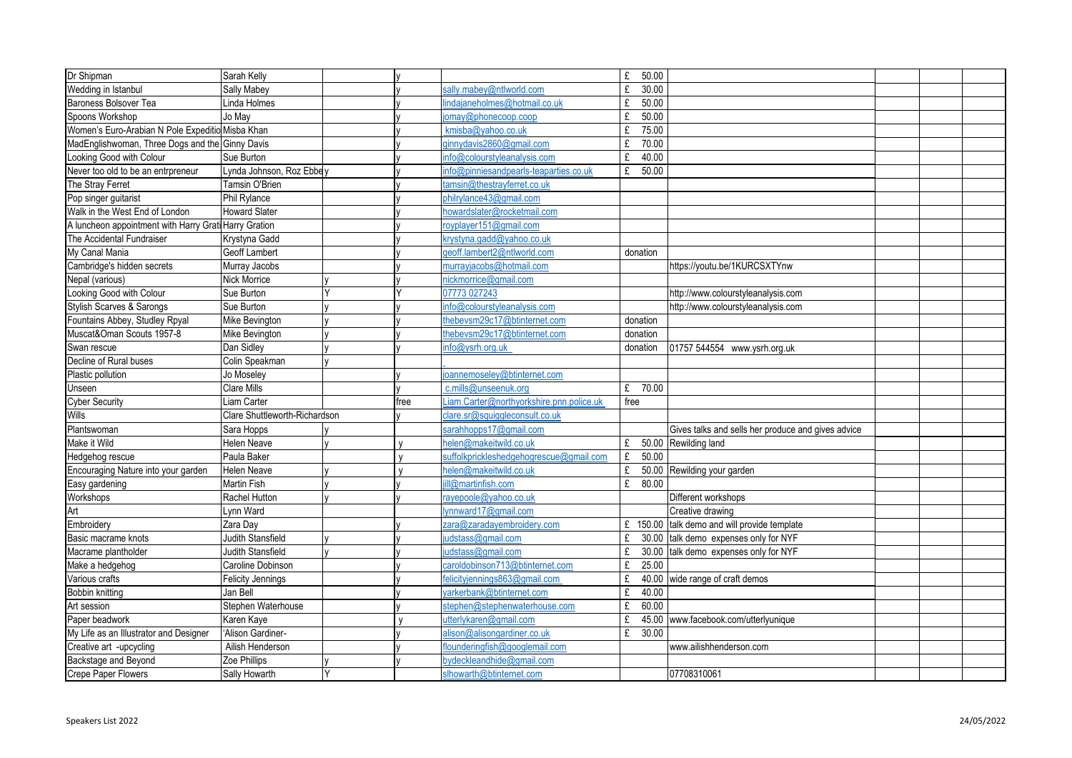| | | | | | | |
|---|---|---|---|---|---|---|
| Dr Shipman | Sarah Kelly | | y | | £ 50.00 | |
| Wedding in Istanbul | Sally Mabey | | y | sally.mabey@ntlworld.com | £ 30.00 | |
| Baroness Bolsover Tea | Linda Holmes | | y | lindajaneholmes@hotmail.co.uk | £ 50.00 | |
| Spoons Workshop | Jo May | | y | jomay@phonecoop.coop | £ 50.00 | |
| Women's Euro-Arabian N Pole Expeditio | Misba Khan | | y | kmisba@yahoo.co.uk | £ 75.00 | |
| MadEnglishwoman, Three Dogs and the | Ginny Davis | | y | ginnydavis2860@gmail.com | £ 70.00 | |
| Looking Good with Colour | Sue Burton | | y | info@colourstyleanalysis.com | £ 40.00 | |
| Never too old to be an entrpreneur | Lynda Johnson, Roz Ebbe | y | y | info@pinniesandpearls-teaparties.co.uk | £ 50.00 | |
| The Stray Ferret | Tamsin O'Brien | | y | tamsin@thestrayferret.co.uk | | |
| Pop singer guitarist | Phil Rylance | | y | philrylance43@gmail.com | | |
| Walk in the West End of London | Howard Slater | | y | howardslater@rocketmail.com | | |
| A luncheon appointment with Harry Grati | Harry Gration | | y | royplayer151@gmail.com | | |
| The Accidental Fundraiser | Krystyna Gadd | | y | krystyna.gadd@yahoo.co.uk | | |
| My Canal Mania | Geoff Lambert | | y | geoff.lambert2@ntlworld.com | donation | |
| Cambridge's hidden secrets | Murray Jacobs | | y | murrayjacobs@hotmail.com | | https://youtu.be/1KURCSXTYnw |
| Nepal (various) | Nick Morrice | y | y | nickmorrice@gmail.com | | |
| Looking Good with Colour | Sue Burton | Y | Y | 07773 027243 | | http://www.colourstyleanalysis.com |
| Stylish Scarves & Sarongs | Sue Burton | y | y | info@colourstyleanalysis.com | | http://www.colourstyleanalysis.com |
| Fountains Abbey, Studley Rpyal | Mike Bevington | y | y | thebevsm29c17@btinternet.com | donation | |
| Muscat&Oman Scouts 1957-8 | Mike Bevington | y | y | thebevsm29c17@btinternet.com | donation | |
| Swan rescue | Dan Sidley | y | y | info@ysrh.org.uk | donation | 01757 544554 www.ysrh.org.uk |
| Decline of Rural buses | Colin Speakman | y | | | | |
| Plastic pollution | Jo Moseley | | y | joannemoseley@btinternet.com | | |
| Unseen | Clare Mills | | y | c.mills@unseenuk.org | £ 70.00 | |
| Cyber Security | Liam Carter | | free | Liam.Carter@northyorkshire.pnn.police.uk | free | |
| Wills | Clare Shuttleworth-Richardson | | y | clare.sr@squiggleconsult.co.uk | | |
| Plantswoman | Sara Hopps | y | | sarahhopps17@gmail.com | | Gives talks and sells her produce and gives advice |
| Make it Wild | Helen Neave | y | y | helen@makeitwild.co.uk | £ 50.00 | Rewilding land |
| Hedgehog rescue | Paula Baker | | y | suffolkprickleshedgehogrescue@gmail.com | £ 50.00 | |
| Encouraging Nature into your garden | Helen Neave | y | y | helen@makeitwild.co.uk | £ 50.00 | Rewilding your garden |
| Easy gardening | Martin Fish | y | y | jill@martinfish.com | £ 80.00 | |
| Workshops | Rachel Hutton | y | y | rayepoole@yahoo.co.uk | | Different workshops |
| Art | Lynn Ward | | | lynnward17@gmail.com | | Creative drawing |
| Embroidery | Zara Day | | y | zara@zaradayembroidery.com | £ 150.00 | talk demo and will provide template |
| Basic macrame knots | Judith Stansfield | y | y | judstass@gmail.com | £ 30.00 | talk demo expenses only for NYF |
| Macrame plantholder | Judith Stansfield | y | y | judstass@gmail.com | £ 30.00 | talk demo expenses only for NYF |
| Make a hedgehog | Caroline Dobinson | | y | caroldobinson713@btinternet.com | £ 25.00 | |
| Various crafts | Felicity Jennings | | y | felicityjennings863@gmail.com | £ 40.00 | wide range of craft demos |
| Bobbin knitting | Jan Bell | | y | yarkerbank@btinternet.com | £ 40.00 | |
| Art session | Stephen Waterhouse | | y | stephen@stephenwaterhouse.com | £ 60.00 | |
| Paper beadwork | Karen Kaye | | y | utterlykaren@gmail.com | £ 45.00 | www.facebook.com/utterlyunique |
| My Life as an Illustrator and Designer | 'Alison Gardiner- | | y | alison@alisongardiner.co.uk | £ 30.00 | |
| Creative art -upcycling | Ailish Henderson | | y | flounderingfish@googlemail.com | | www.ailishhenderson.com |
| Backstage and Beyond | Zoe Phillips | y | y | bydeckleandhide@gmail.com | | |
| Crepe Paper Flowers | Sally Howarth | Y | | slhowarth@btinternet.com | | 07708310061 |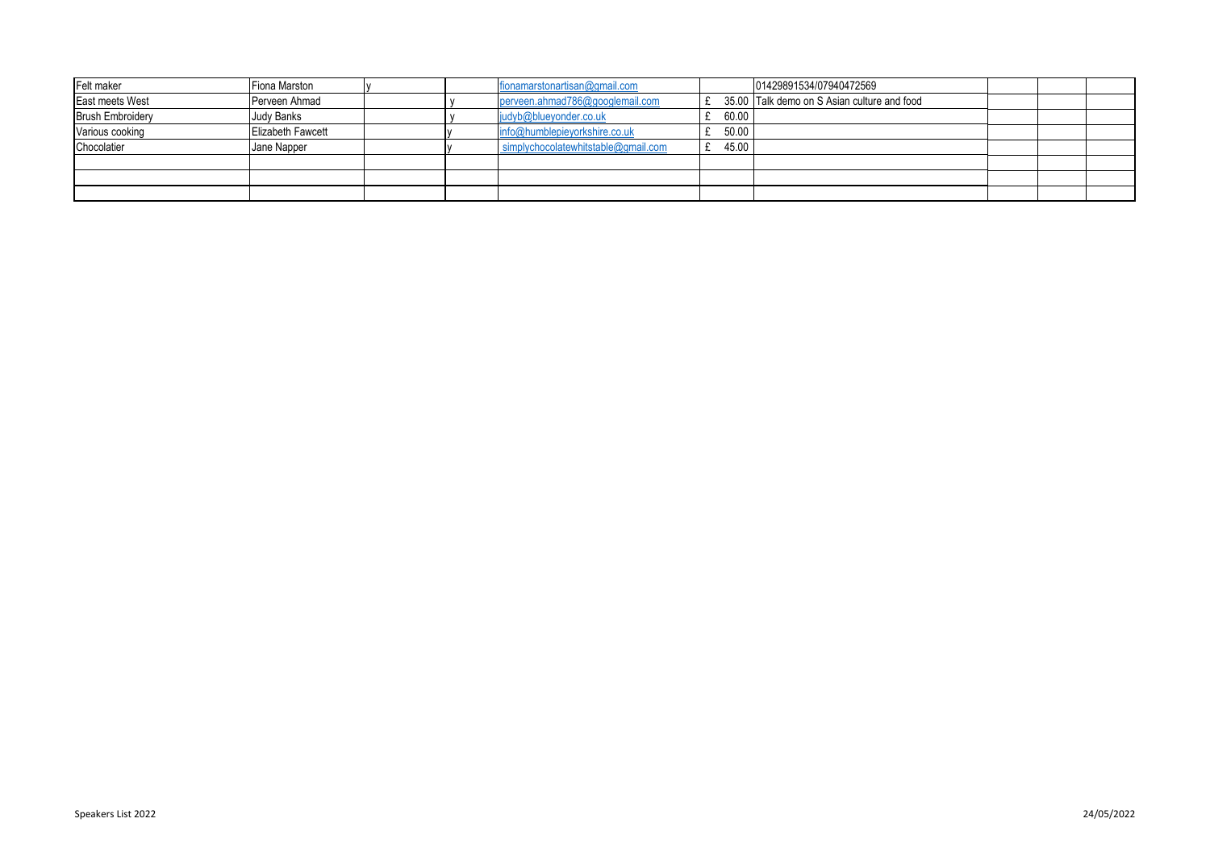| | | | | | | | | | |
|---|---|---|---|---|---|---|---|---|---|
| Felt maker | Fiona Marston | y | | fionamarstonartisan@gmail.com | | 01429891534/07940472569 | | | |
| East meets West | Perveen Ahmad | | y | perveen.ahmad786@googlemail.com | £ 35.00 | Talk demo on S Asian culture and food | | | |
| Brush Embroidery | Judy Banks | | y | judyb@blueyonder.co.uk | £ 60.00 | | | | |
| Various cooking | Elizabeth Fawcett | | y | info@humblepieyorkshire.co.uk | £ 50.00 | | | | |
| Chocolatier | Jane Napper | | y | simplychocolatewhitstable@gmail.com | £ 45.00 | | | | |
| | | | | | | | | | |
| | | | | | | | | | |
| | | | | | | | | | |

Speakers List 2022

24/05/2022